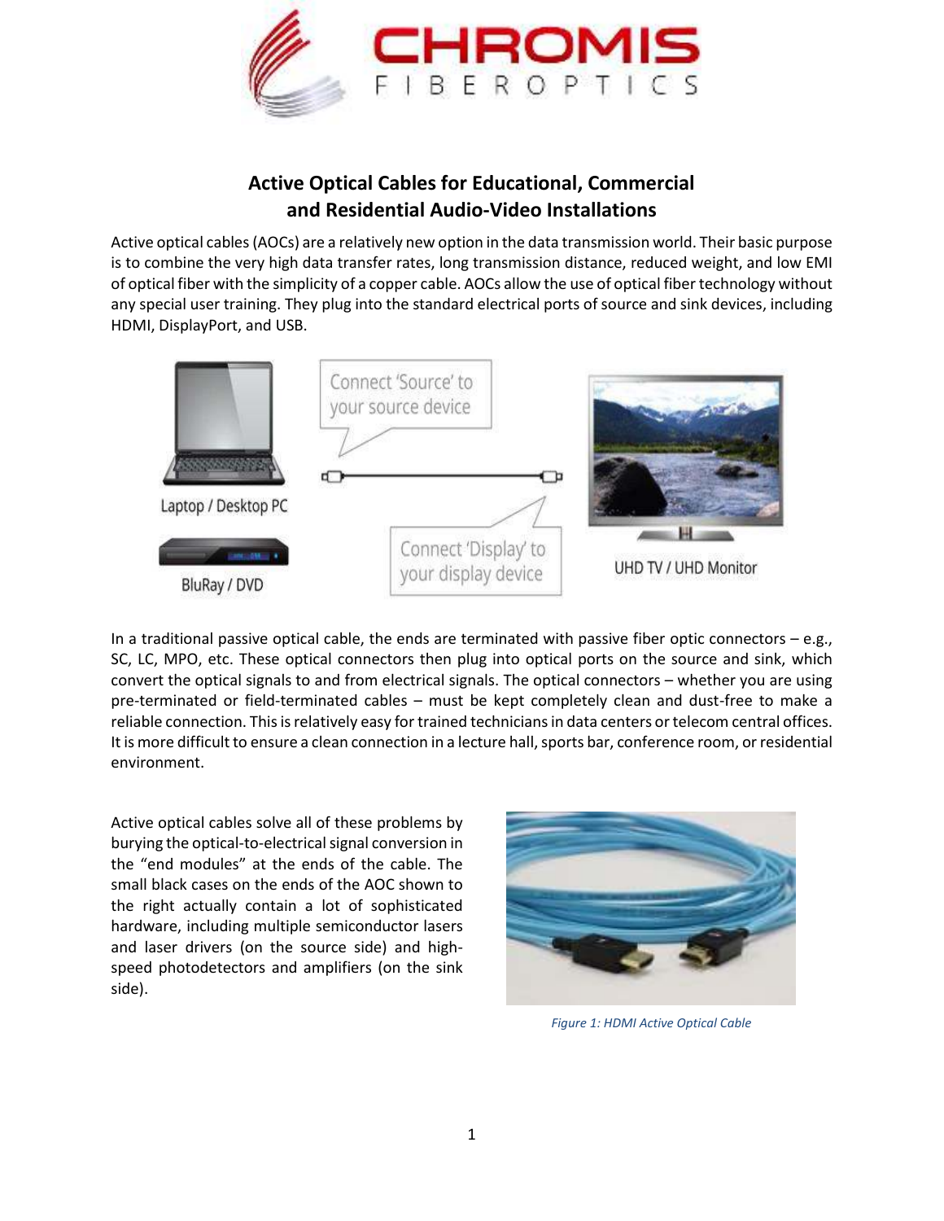# Active Optical Cables for Educational, Commercial and Residential Audio-Video Installations

Active optical cables (AOCs) are a relatively new option in the data transmission world. Their basic purpose is to combine the very high data transfer rates, long transmission distance, reduced weight, and low EMI of optical fiber with the simplicity of a copper cable. AOCs allow the use of optical fiber technology without any special user training. They plug into the standard electrical ports of source and sink devices, including HDMI, DisplayPort, and USB.

In a traditional passive optical cable, the ends are terminated with passive fiber optic connectors – e.g., SC, LC, MPO, etc. These optical connectors then plug into optical ports on the source and sink, which convert the optical signals to and from electrical signals. The optical connectors – whether you are using pre-terminated or field-terminated cables – must be kept completely clean and dust-free to make a reliable connection. This is relatively easy for trained technicians in data centers or telecom central offices. It is more difficult to ensure a clean connection in a lecture hall, sports bar, conference room, or residential environment.

Active optical cables solve all of these problems by burying the optical-to-electrical signal conversion in the "end modules" at the ends of the cable. The small black cases on the ends of the AOC shown to the right actually contain a lot of sophisticated hardware, including multiple semiconductor lasers and laser drivers (on the source side) and high-speed photodetectors and amplifiers (on the sink side).

*Figure 1: HDMI Active Optical Cable*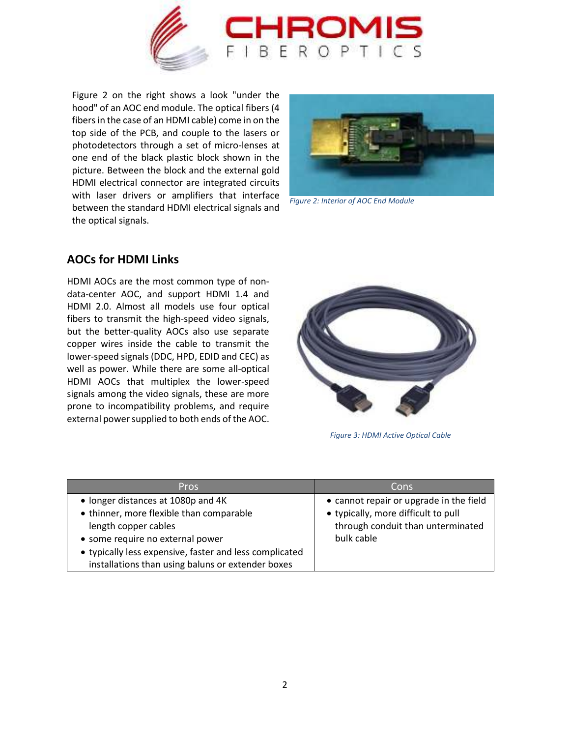Figure 2 on the right shows a look "under the hood" of an AOC end module. The optical fibers (4 fibers in the case of an HDMI cable) come in on the top side of the PCB, and couple to the lasers or photodetectors through a set of micro-lenses at one end of the black plastic block shown in the picture. Between the block and the external gold HDMI electrical connector are integrated circuits with laser drivers or amplifiers that interface between the standard HDMI electrical signals and the optical signals.

*Figure 2: Interior of AOC End Module*

## AOCs for HDMI Links

HDMI AOCs are the most common type of non-data-center AOC, and support HDMI 1.4 and HDMI 2.0. Almost all models use four optical fibers to transmit the high-speed video signals, but the better-quality AOCs also use separate copper wires inside the cable to transmit the lower-speed signals (DDC, HPD, EDID and CEC) as well as power. While there are some all-optical HDMI AOCs that multiplex the lower-speed signals among the video signals, these are more prone to incompatibility problems, and require external power supplied to both ends of the AOC.

*Figure 3: HDMI Active Optical Cable*

| Pros | Cons |
| --- | --- |
| • longer distances at 1080p and 4K<br>• thinner, more flexible than comparable length copper cables<br>• some require no external power<br>• typically less expensive, faster and less complicated installations than using baluns or extender boxes | • cannot repair or upgrade in the field<br>• typically, more difficult to pull through conduit than unterminated bulk cable |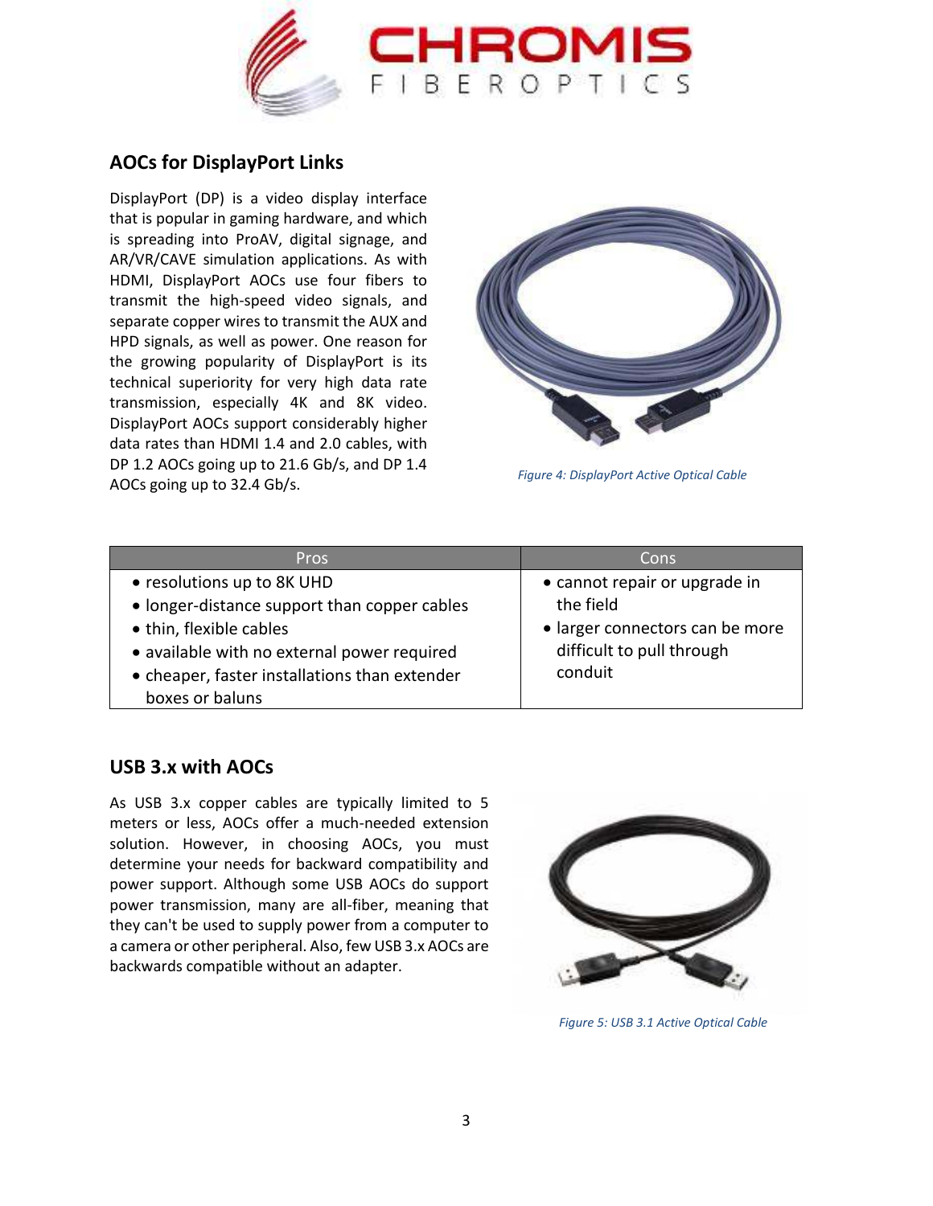## AOCs for DisplayPort Links

DisplayPort (DP) is a video display interface that is popular in gaming hardware, and which is spreading into ProAV, digital signage, and AR/VR/CAVE simulation applications. As with HDMI, DisplayPort AOCs use four fibers to transmit the high-speed video signals, and separate copper wires to transmit the AUX and HPD signals, as well as power. One reason for the growing popularity of DisplayPort is its technical superiority for very high data rate transmission, especially 4K and 8K video. DisplayPort AOCs support considerably higher data rates than HDMI 1.4 and 2.0 cables, with DP 1.2 AOCs going up to 21.6 Gb/s, and DP 1.4 AOCs going up to 32.4 Gb/s.

*Figure 4: DisplayPort Active Optical Cable*

| Pros | Cons |
| --- | --- |
| • resolutions up to 8K UHD<br>• longer-distance support than copper cables<br>• thin, flexible cables<br>• available with no external power required<br>• cheaper, faster installations than extender boxes or baluns | • cannot repair or upgrade in the field<br>• larger connectors can be more difficult to pull through conduit |

## USB 3.x with AOCs

As USB 3.x copper cables are typically limited to 5 meters or less, AOCs offer a much-needed extension solution. However, in choosing AOCs, you must determine your needs for backward compatibility and power support. Although some USB AOCs do support power transmission, many are all-fiber, meaning that they can't be used to supply power from a computer to a camera or other peripheral. Also, few USB 3.x AOCs are backwards compatible without an adapter.

*Figure 5: USB 3.1 Active Optical Cable*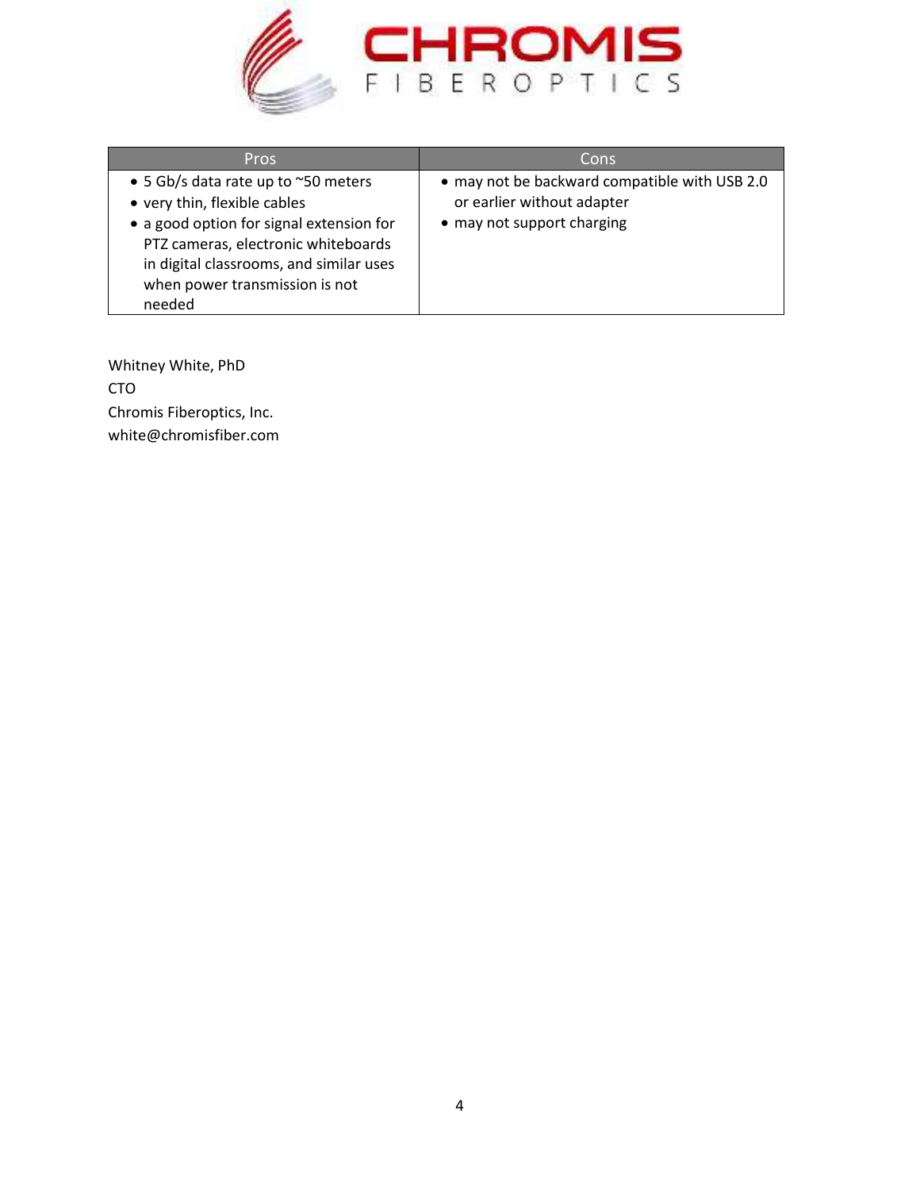| Pros | Cons |
| --- | --- |
| • 5 Gb/s data rate up to ~50 meters<br>• very thin, flexible cables<br>• a good option for signal extension for PTZ cameras, electronic whiteboards in digital classrooms, and similar uses when power transmission is not needed | • may not be backward compatible with USB 2.0 or earlier without adapter<br>• may not support charging |

Whitney White, PhD
CTO
Chromis Fiberoptics, Inc.
white@chromisfiber.com